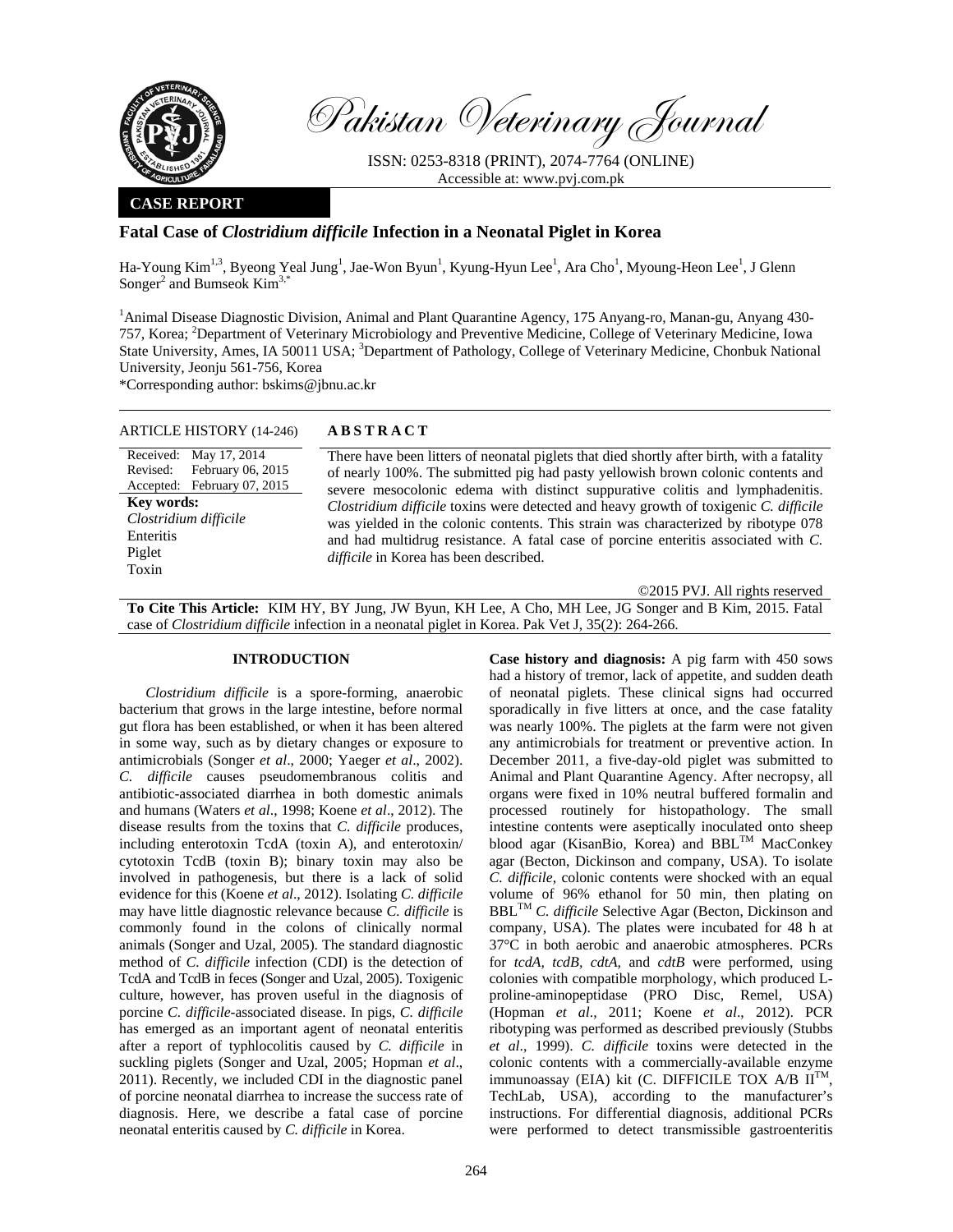Pakistan Veterinary Journal

ISSN: 0253-8318 (PRINT), 2074-7764 (ONLINE)
Accessible at: www.pvj.com.pk

**CASE REPORT**

# Fatal Case of *Clostridium difficile* Infection in a Neonatal Piglet in Korea

Ha-Young Kim[1,3], Byeong Yeal Jung[1], Jae-Won Byun[1], Kyung-Hyun Lee[1], Ara Cho[1], Myoung-Heon Lee[1], J Glenn Songer[2] and Bumseok Kim[3,*]

[1]Animal Disease Diagnostic Division, Animal and Plant Quarantine Agency, 175 Anyang-ro, Manan-gu, Anyang 430-757, Korea; [2]Department of Veterinary Microbiology and Preventive Medicine, College of Veterinary Medicine, Iowa State University, Ames, IA 50011 USA; [3]Department of Pathology, College of Veterinary Medicine, Chonbuk National University, Jeonju 561-756, Korea

*Corresponding author: bskims@jbnu.ac.kr

**ARTICLE HISTORY** (14-246)

Received: May 17, 2014
Revised: February 06, 2015
Accepted: February 07, 2015

**Key words:**
*Clostridium difficile*
Enteritis
Piglet
Toxin

## ABSTRACT

There have been litters of neonatal piglets that died shortly after birth, with a fatality of nearly 100%. The submitted pig had pasty yellowish brown colonic contents and severe mesocolonic edema with distinct suppurative colitis and lymphadenitis. *Clostridium difficile* toxins were detected and heavy growth of toxigenic *C. difficile* was yielded in the colonic contents. This strain was characterized by ribotype 078 and had multidrug resistance. A fatal case of porcine enteritis associated with *C. difficile* in Korea has been described.

©2015 PVJ. All rights reserved

**To Cite This Article:** KIM HY, BY Jung, JW Byun, KH Lee, A Cho, MH Lee, JG Songer and B Kim, 2015. Fatal case of *Clostridium difficile* infection in a neonatal piglet in Korea. Pak Vet J, 35(2): 264-266.

## INTRODUCTION

*Clostridium difficile* is a spore-forming, anaerobic bacterium that grows in the large intestine, before normal gut flora has been established, or when it has been altered in some way, such as by dietary changes or exposure to antimicrobials (Songer *et al*., 2000; Yaeger *et al*., 2002). *C. difficile* causes pseudomembranous colitis and antibiotic-associated diarrhea in both domestic animals and humans (Waters *et al*., 1998; Koene *et al*., 2012). The disease results from the toxins that *C. difficile* produces, including enterotoxin TcdA (toxin A), and enterotoxin/cytotoxin TcdB (toxin B); binary toxin may also be involved in pathogenesis, but there is a lack of solid evidence for this (Koene *et al*., 2012). Isolating *C. difficile* may have little diagnostic relevance because *C. difficile* is commonly found in the colons of clinically normal animals (Songer and Uzal, 2005). The standard diagnostic method of *C. difficile* infection (CDI) is the detection of TcdA and TcdB in feces (Songer and Uzal, 2005). Toxigenic culture, however, has proven useful in the diagnosis of porcine *C. difficile*-associated disease. In pigs, *C. difficile* has emerged as an important agent of neonatal enteritis after a report of typhlocolitis caused by *C. difficile* in suckling piglets (Songer and Uzal, 2005; Hopman *et al*., 2011). Recently, we included CDI in the diagnostic panel of porcine neonatal diarrhea to increase the success rate of diagnosis. Here, we describe a fatal case of porcine neonatal enteritis caused by *C. difficile* in Korea.

**Case history and diagnosis:** A pig farm with 450 sows had a history of tremor, lack of appetite, and sudden death of neonatal piglets. These clinical signs had occurred sporadically in five litters at once, and the case fatality was nearly 100%. The piglets at the farm were not given any antimicrobials for treatment or preventive action. In December 2011, a five-day-old piglet was submitted to Animal and Plant Quarantine Agency. After necropsy, all organs were fixed in 10% neutral buffered formalin and processed routinely for histopathology. The small intestine contents were aseptically inoculated onto sheep blood agar (KisanBio, Korea) and BBL™ MacConkey agar (Becton, Dickinson and company, USA). To isolate *C. difficile*, colonic contents were shocked with an equal volume of 96% ethanol for 50 min, then plating on BBL™ *C. difficile* Selective Agar (Becton, Dickinson and company, USA). The plates were incubated for 48 h at 37°C in both aerobic and anaerobic atmospheres. PCRs for *tcdA*, *tcdB*, *cdtA*, and *cdtB* were performed, using colonies with compatible morphology, which produced L-proline-aminopeptidase (PRO Disc, Remel, USA) (Hopman *et al*., 2011; Koene *et al*., 2012). PCR ribotyping was performed as described previously (Stubbs *et al*., 1999). *C. difficile* toxins were detected in the colonic contents with a commercially-available enzyme immunoassay (EIA) kit (C. DIFFICILE TOX A/B II™, TechLab, USA), according to the manufacturer's instructions. For differential diagnosis, additional PCRs were performed to detect transmissible gastroenteritis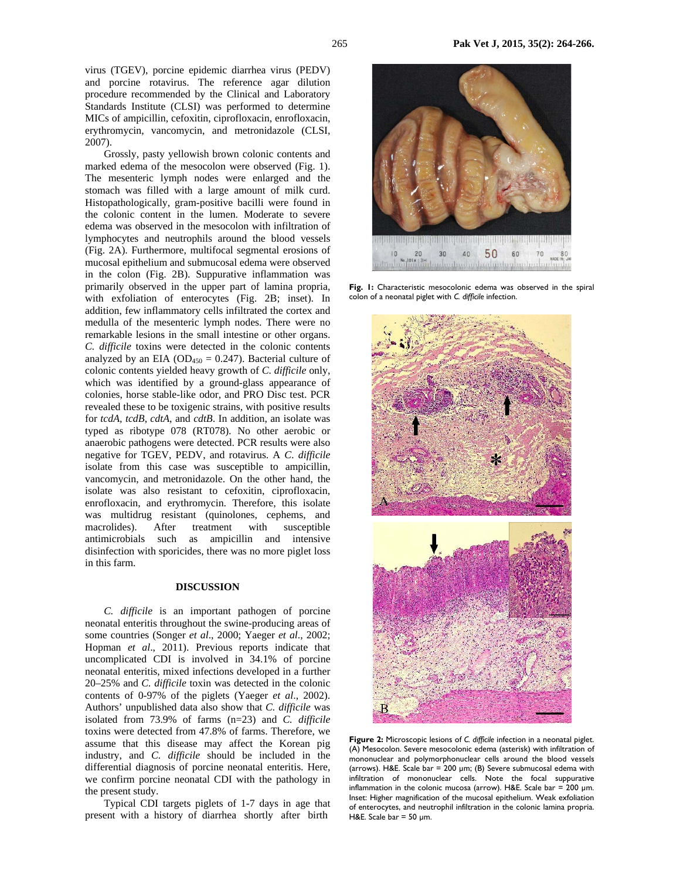virus (TGEV), porcine epidemic diarrhea virus (PEDV) and porcine rotavirus. The reference agar dilution procedure recommended by the Clinical and Laboratory Standards Institute (CLSI) was performed to determine MICs of ampicillin, cefoxitin, ciprofloxacin, enrofloxacin, erythromycin, vancomycin, and metronidazole (CLSI, 2007).

Grossly, pasty yellowish brown colonic contents and marked edema of the mesocolon were observed (Fig. 1). The mesenteric lymph nodes were enlarged and the stomach was filled with a large amount of milk curd. Histopathologically, gram-positive bacilli were found in the colonic content in the lumen. Moderate to severe edema was observed in the mesocolon with infiltration of lymphocytes and neutrophils around the blood vessels (Fig. 2A). Furthermore, multifocal segmental erosions of mucosal epithelium and submucosal edema were observed in the colon (Fig. 2B). Suppurative inflammation was primarily observed in the upper part of lamina propria, with exfoliation of enterocytes (Fig. 2B; inset). In addition, few inflammatory cells infiltrated the cortex and medulla of the mesenteric lymph nodes. There were no remarkable lesions in the small intestine or other organs. *C. difficile* toxins were detected in the colonic contents analyzed by an EIA ($OD_{450}$ = 0.247). Bacterial culture of colonic contents yielded heavy growth of *C. difficile* only, which was identified by a ground-glass appearance of colonies, horse stable-like odor, and PRO Disc test. PCR revealed these to be toxigenic strains, with positive results for *tcdA*, *tcdB*, *cdtA*, and *cdtB*. In addition, an isolate was typed as ribotype 078 (RT078). No other aerobic or anaerobic pathogens were detected. PCR results were also negative for TGEV, PEDV, and rotavirus. A *C. difficile* isolate from this case was susceptible to ampicillin, vancomycin, and metronidazole. On the other hand, the isolate was also resistant to cefoxitin, ciprofloxacin, enrofloxacin, and erythromycin. Therefore, this isolate was multidrug resistant (quinolones, cephems, and macrolides). After treatment with susceptible antimicrobials such as ampicillin and intensive disinfection with sporicides, there was no more piglet loss in this farm.

**Fig. 1:** Characteristic mesocolonic edema was observed in the spiral colon of a neonatal piglet with *C. difficile* infection.

**Figure 2:** Microscopic lesions of *C. difficile* infection in a neonatal piglet. (A) Mesocolon. Severe mesocolonic edema (asterisk) with infiltration of mononuclear and polymorphonuclear cells around the blood vessels (arrows). H&E. Scale bar = 200 µm; (B) Severe submucosal edema with infiltration of mononuclear cells. Note the focal suppurative inflammation in the colonic mucosa (arrow). H&E. Scale bar = 200 µm. Inset: Higher magnification of the mucosal epithelium. Weak exfoliation of enterocytes, and neutrophil infiltration in the colonic lamina propria. H&E. Scale bar = 50 µm.

## DISCUSSION

*C. difficile* is an important pathogen of porcine neonatal enteritis throughout the swine-producing areas of some countries (Songer *et al*., 2000; Yaeger *et al*., 2002; Hopman *et al*., 2011). Previous reports indicate that uncomplicated CDI is involved in 34.1% of porcine neonatal enteritis, mixed infections developed in a further 20–25% and *C. difficile* toxin was detected in the colonic contents of 0-97% of the piglets (Yaeger *et al*., 2002). Authors' unpublished data also show that *C. difficile* was isolated from 73.9% of farms (n=23) and *C. difficile* toxins were detected from 47.8% of farms. Therefore, we assume that this disease may affect the Korean pig industry, and *C. difficile* should be included in the differential diagnosis of porcine neonatal enteritis. Here, we confirm porcine neonatal CDI with the pathology in the present study.

Typical CDI targets piglets of 1-7 days in age that present with a history of diarrhea shortly after birth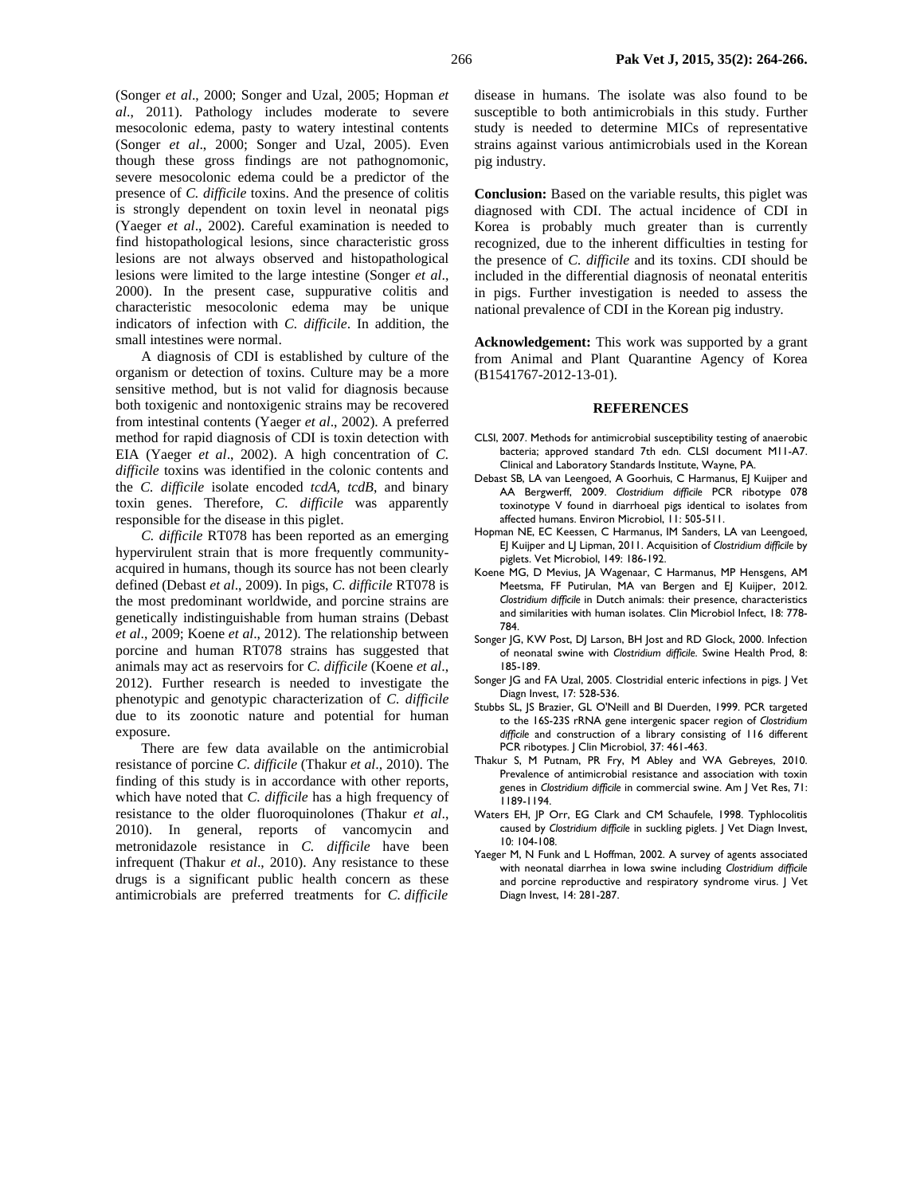(Songer *et al*., 2000; Songer and Uzal, 2005; Hopman *et al*., 2011). Pathology includes moderate to severe mesocolonic edema, pasty to watery intestinal contents (Songer *et al*., 2000; Songer and Uzal, 2005). Even though these gross findings are not pathognomonic, severe mesocolonic edema could be a predictor of the presence of *C. difficile* toxins. And the presence of colitis is strongly dependent on toxin level in neonatal pigs (Yaeger *et al*., 2002). Careful examination is needed to find histopathological lesions, since characteristic gross lesions are not always observed and histopathological lesions were limited to the large intestine (Songer *et al*., 2000). In the present case, suppurative colitis and characteristic mesocolonic edema may be unique indicators of infection with *C. difficile*. In addition, the small intestines were normal.

A diagnosis of CDI is established by culture of the organism or detection of toxins. Culture may be a more sensitive method, but is not valid for diagnosis because both toxigenic and nontoxigenic strains may be recovered from intestinal contents (Yaeger *et al*., 2002). A preferred method for rapid diagnosis of CDI is toxin detection with EIA (Yaeger *et al*., 2002). A high concentration of *C. difficile* toxins was identified in the colonic contents and the *C. difficile* isolate encoded *tcdA*, *tcdB*, and binary toxin genes. Therefore, *C. difficile* was apparently responsible for the disease in this piglet.

*C. difficile* RT078 has been reported as an emerging hypervirulent strain that is more frequently community-acquired in humans, though its source has not been clearly defined (Debast *et al*., 2009). In pigs, *C. difficile* RT078 is the most predominant worldwide, and porcine strains are genetically indistinguishable from human strains (Debast *et al*., 2009; Koene *et al*., 2012). The relationship between porcine and human RT078 strains has suggested that animals may act as reservoirs for *C. difficile* (Koene *et al*., 2012). Further research is needed to investigate the phenotypic and genotypic characterization of *C. difficile* due to its zoonotic nature and potential for human exposure.

There are few data available on the antimicrobial resistance of porcine *C. difficile* (Thakur *et al*., 2010). The finding of this study is in accordance with other reports, which have noted that *C. difficile* has a high frequency of resistance to the older fluoroquinolones (Thakur *et al*., 2010). In general, reports of vancomycin and metronidazole resistance in *C. difficile* have been infrequent (Thakur *et al*., 2010). Any resistance to these drugs is a significant public health concern as these antimicrobials are preferred treatments for *C. difficile* disease in humans. The isolate was also found to be susceptible to both antimicrobials in this study. Further study is needed to determine MICs of representative strains against various antimicrobials used in the Korean pig industry.

**Conclusion:** Based on the variable results, this piglet was diagnosed with CDI. The actual incidence of CDI in Korea is probably much greater than is currently recognized, due to the inherent difficulties in testing for the presence of *C. difficile* and its toxins. CDI should be included in the differential diagnosis of neonatal enteritis in pigs. Further investigation is needed to assess the national prevalence of CDI in the Korean pig industry.

**Acknowledgement:** This work was supported by a grant from Animal and Plant Quarantine Agency of Korea (B1541767-2012-13-01).

## REFERENCES

CLSI, 2007. Methods for antimicrobial susceptibility testing of anaerobic bacteria; approved standard 7th edn. CLSI document M11-A7. Clinical and Laboratory Standards Institute, Wayne, PA.

Debast SB, LA van Leengoed, A Goorhuis, C Harmanus, EJ Kuijper and AA Bergwerff, 2009. *Clostridium difficile* PCR ribotype 078 toxinotype V found in diarrhoeal pigs identical to isolates from affected humans. Environ Microbiol, 11: 505-511.

Hopman NE, EC Keessen, C Harmanus, IM Sanders, LA van Leengoed, EJ Kuijper and LJ Lipman, 2011. Acquisition of *Clostridium difficile* by piglets. Vet Microbiol, 149: 186-192.

Koene MG, D Mevius, JA Wagenaar, C Harmanus, MP Hensgens, AM Meetsma, FF Putirulan, MA van Bergen and EJ Kuijper, 2012. *Clostridium difficile* in Dutch animals: their presence, characteristics and similarities with human isolates. Clin Microbiol Infect, 18: 778-784.

Songer JG, KW Post, DJ Larson, BH Jost and RD Glock, 2000. Infection of neonatal swine with *Clostridium difficile*. Swine Health Prod, 8: 185-189.

Songer JG and FA Uzal, 2005. Clostridial enteric infections in pigs. J Vet Diagn Invest, 17: 528-536.

Stubbs SL, JS Brazier, GL O'Neill and BI Duerden, 1999. PCR targeted to the 16S-23S rRNA gene intergenic spacer region of *Clostridium difficile* and construction of a library consisting of 116 different PCR ribotypes. J Clin Microbiol, 37: 461-463.

Thakur S, M Putnam, PR Fry, M Abley and WA Gebreyes, 2010. Prevalence of antimicrobial resistance and association with toxin genes in *Clostridium difficile* in commercial swine. Am J Vet Res, 71: 1189-1194.

Waters EH, JP Orr, EG Clark and CM Schaufele, 1998. Typhlocolitis caused by *Clostridium difficile* in suckling piglets. J Vet Diagn Invest, 10: 104-108.

Yaeger M, N Funk and L Hoffman, 2002. A survey of agents associated with neonatal diarrhea in Iowa swine including *Clostridium difficile* and porcine reproductive and respiratory syndrome virus. J Vet Diagn Invest, 14: 281-287.